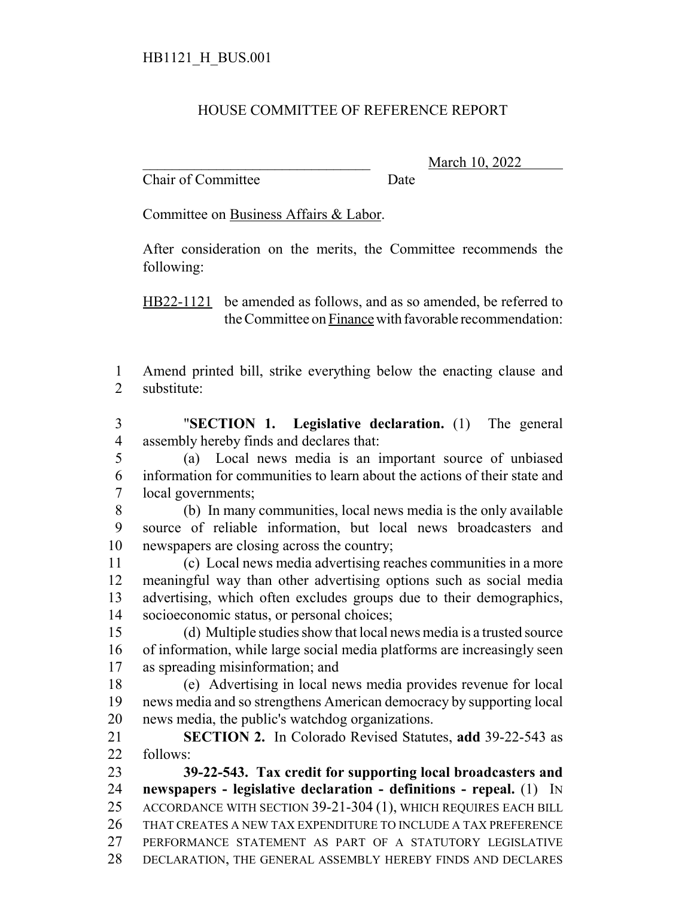HB1121_H_BUS.001

# HOUSE COMMITTEE OF REFERENCE REPORT

\_\_\_\_\_\_\_\_\_\_\_\_\_\_\_\_\_\_\_\_\_\_\_\_\_\_\_\_\_\_\_\_ March 10, 2022

Chair of Committee Date

Committee on Business Affairs & Labor.

After consideration on the merits, the Committee recommends the following:

HB22-1121 be amended as follows, and as so amended, be referred to the Committee on Finance with favorable recommendation:

1 Amend printed bill, strike everything below the enacting clause and
2 substitute:

3 "**SECTION 1. Legislative declaration.** (1) The general
4 assembly hereby finds and declares that:

5 (a) Local news media is an important source of unbiased
6 information for communities to learn about the actions of their state and
7 local governments;

8 (b) In many communities, local news media is the only available
9 source of reliable information, but local news broadcasters and
10 newspapers are closing across the country;

11 (c) Local news media advertising reaches communities in a more
12 meaningful way than other advertising options such as social media
13 advertising, which often excludes groups due to their demographics,
14 socioeconomic status, or personal choices;

15 (d) Multiple studies show that local news media is a trusted source
16 of information, while large social media platforms are increasingly seen
17 as spreading misinformation; and

18 (e) Advertising in local news media provides revenue for local
19 news media and so strengthens American democracy by supporting local
20 news media, the public's watchdog organizations.

21 **SECTION 2.** In Colorado Revised Statutes, **add** 39-22-543 as
22 follows:

23 **39-22-543. Tax credit for supporting local broadcasters and**
24 **newspapers - legislative declaration - definitions - repeal.** (1) IN
25 ACCORDANCE WITH SECTION 39-21-304 (1), WHICH REQUIRES EACH BILL
26 THAT CREATES A NEW TAX EXPENDITURE TO INCLUDE A TAX PREFERENCE
27 PERFORMANCE STATEMENT AS PART OF A STATUTORY LEGISLATIVE
28 DECLARATION, THE GENERAL ASSEMBLY HEREBY FINDS AND DECLARES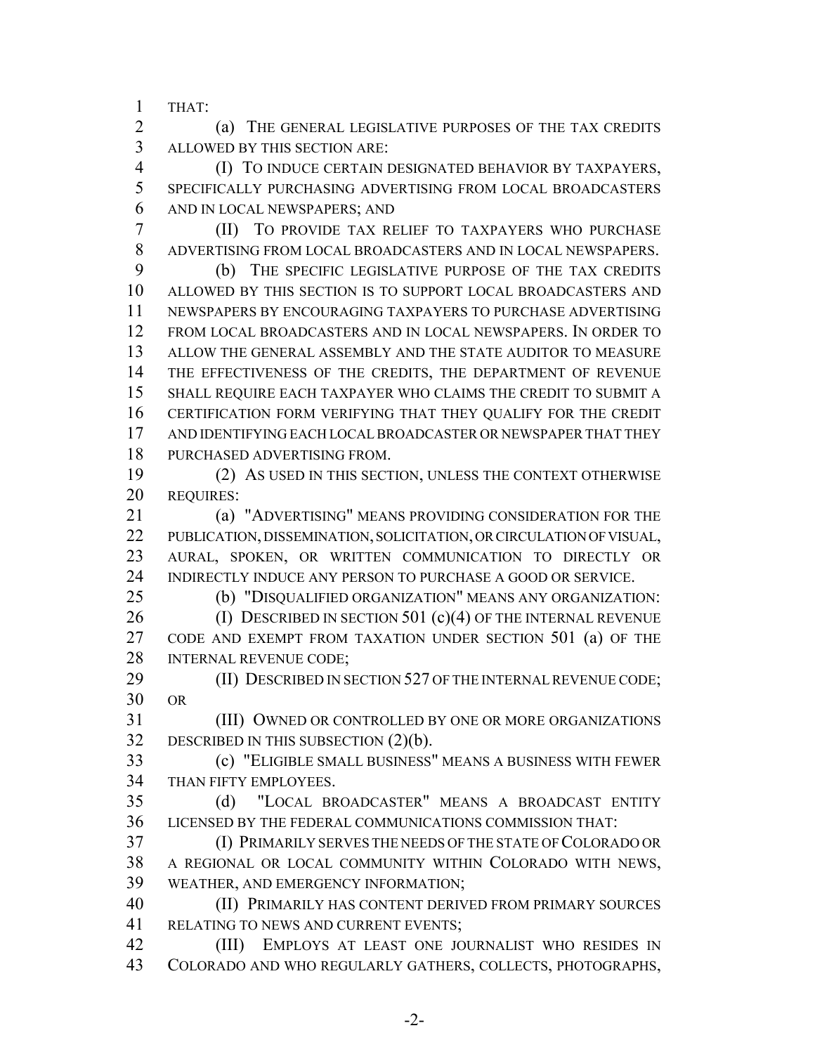THAT:

(a) THE GENERAL LEGISLATIVE PURPOSES OF THE TAX CREDITS ALLOWED BY THIS SECTION ARE:

(I) TO INDUCE CERTAIN DESIGNATED BEHAVIOR BY TAXPAYERS, SPECIFICALLY PURCHASING ADVERTISING FROM LOCAL BROADCASTERS AND IN LOCAL NEWSPAPERS; AND

(II) TO PROVIDE TAX RELIEF TO TAXPAYERS WHO PURCHASE ADVERTISING FROM LOCAL BROADCASTERS AND IN LOCAL NEWSPAPERS.

(b) THE SPECIFIC LEGISLATIVE PURPOSE OF THE TAX CREDITS ALLOWED BY THIS SECTION IS TO SUPPORT LOCAL BROADCASTERS AND NEWSPAPERS BY ENCOURAGING TAXPAYERS TO PURCHASE ADVERTISING FROM LOCAL BROADCASTERS AND IN LOCAL NEWSPAPERS. IN ORDER TO ALLOW THE GENERAL ASSEMBLY AND THE STATE AUDITOR TO MEASURE THE EFFECTIVENESS OF THE CREDITS, THE DEPARTMENT OF REVENUE SHALL REQUIRE EACH TAXPAYER WHO CLAIMS THE CREDIT TO SUBMIT A CERTIFICATION FORM VERIFYING THAT THEY QUALIFY FOR THE CREDIT AND IDENTIFYING EACH LOCAL BROADCASTER OR NEWSPAPER THAT THEY PURCHASED ADVERTISING FROM.

(2) AS USED IN THIS SECTION, UNLESS THE CONTEXT OTHERWISE REQUIRES:

(a) "ADVERTISING" MEANS PROVIDING CONSIDERATION FOR THE PUBLICATION, DISSEMINATION, SOLICITATION, OR CIRCULATION OF VISUAL, AURAL, SPOKEN, OR WRITTEN COMMUNICATION TO DIRECTLY OR INDIRECTLY INDUCE ANY PERSON TO PURCHASE A GOOD OR SERVICE.

(b) "DISQUALIFIED ORGANIZATION" MEANS ANY ORGANIZATION:

(I) DESCRIBED IN SECTION 501 (c)(4) OF THE INTERNAL REVENUE CODE AND EXEMPT FROM TAXATION UNDER SECTION 501 (a) OF THE INTERNAL REVENUE CODE;

(II) DESCRIBED IN SECTION 527 OF THE INTERNAL REVENUE CODE; OR

(III) OWNED OR CONTROLLED BY ONE OR MORE ORGANIZATIONS DESCRIBED IN THIS SUBSECTION (2)(b).

(c) "ELIGIBLE SMALL BUSINESS" MEANS A BUSINESS WITH FEWER THAN FIFTY EMPLOYEES.

(d) "LOCAL BROADCASTER" MEANS A BROADCAST ENTITY LICENSED BY THE FEDERAL COMMUNICATIONS COMMISSION THAT:

(I) PRIMARILY SERVES THE NEEDS OF THE STATE OF COLORADO OR A REGIONAL OR LOCAL COMMUNITY WITHIN COLORADO WITH NEWS, WEATHER, AND EMERGENCY INFORMATION;

(II) PRIMARILY HAS CONTENT DERIVED FROM PRIMARY SOURCES RELATING TO NEWS AND CURRENT EVENTS;

(III) EMPLOYS AT LEAST ONE JOURNALIST WHO RESIDES IN COLORADO AND WHO REGULARLY GATHERS, COLLECTS, PHOTOGRAPHS,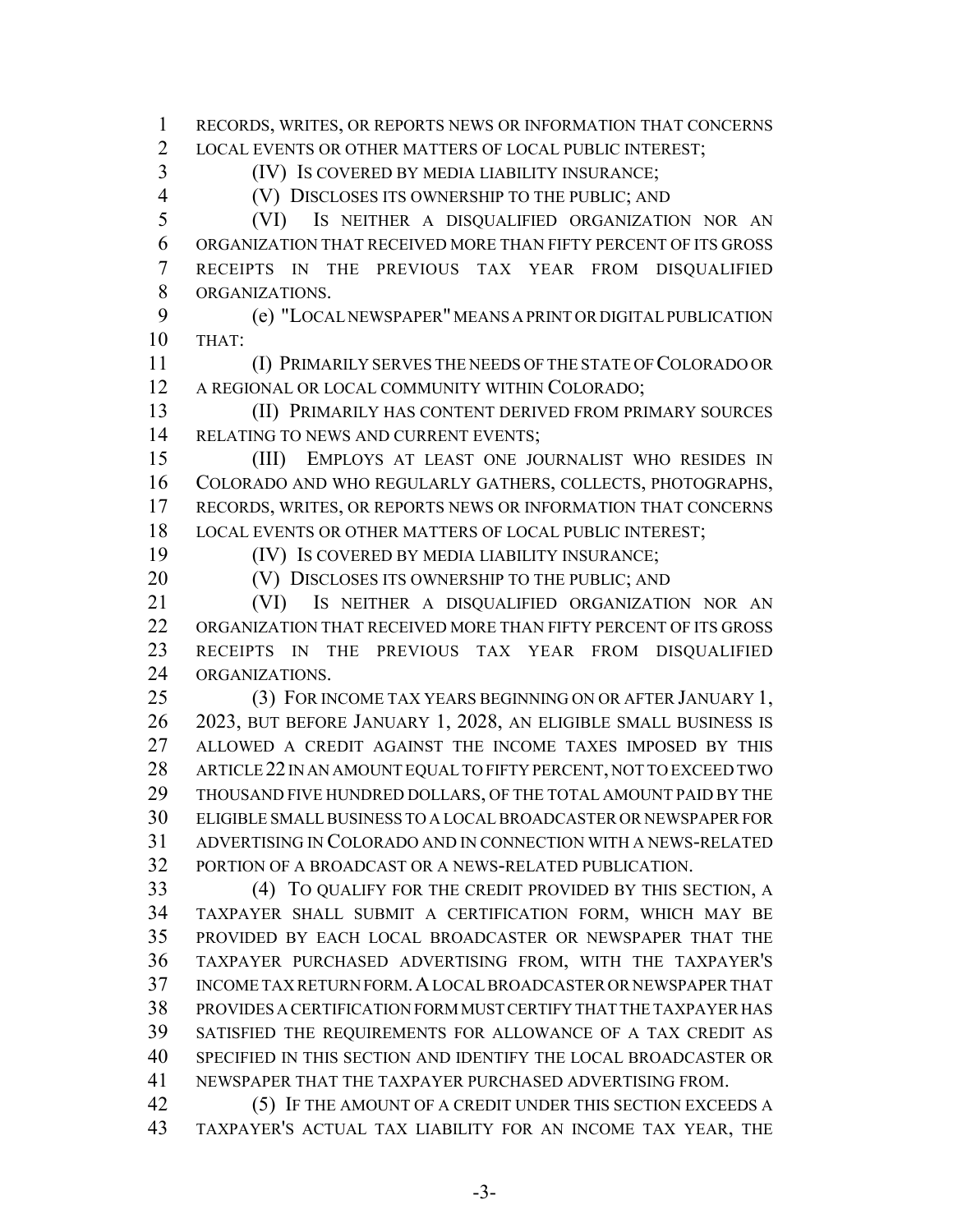RECORDS, WRITES, OR REPORTS NEWS OR INFORMATION THAT CONCERNS LOCAL EVENTS OR OTHER MATTERS OF LOCAL PUBLIC INTEREST;

(IV) IS COVERED BY MEDIA LIABILITY INSURANCE;

(V) DISCLOSES ITS OWNERSHIP TO THE PUBLIC; AND

(VI) IS NEITHER A DISQUALIFIED ORGANIZATION NOR AN ORGANIZATION THAT RECEIVED MORE THAN FIFTY PERCENT OF ITS GROSS RECEIPTS IN THE PREVIOUS TAX YEAR FROM DISQUALIFIED ORGANIZATIONS.

(e) "LOCAL NEWSPAPER" MEANS A PRINT OR DIGITAL PUBLICATION THAT:

(I) PRIMARILY SERVES THE NEEDS OF THE STATE OF COLORADO OR A REGIONAL OR LOCAL COMMUNITY WITHIN COLORADO;

(II) PRIMARILY HAS CONTENT DERIVED FROM PRIMARY SOURCES RELATING TO NEWS AND CURRENT EVENTS;

(III) EMPLOYS AT LEAST ONE JOURNALIST WHO RESIDES IN COLORADO AND WHO REGULARLY GATHERS, COLLECTS, PHOTOGRAPHS, RECORDS, WRITES, OR REPORTS NEWS OR INFORMATION THAT CONCERNS LOCAL EVENTS OR OTHER MATTERS OF LOCAL PUBLIC INTEREST;

(IV) IS COVERED BY MEDIA LIABILITY INSURANCE;

(V) DISCLOSES ITS OWNERSHIP TO THE PUBLIC; AND

(VI) IS NEITHER A DISQUALIFIED ORGANIZATION NOR AN ORGANIZATION THAT RECEIVED MORE THAN FIFTY PERCENT OF ITS GROSS RECEIPTS IN THE PREVIOUS TAX YEAR FROM DISQUALIFIED ORGANIZATIONS.

(3) FOR INCOME TAX YEARS BEGINNING ON OR AFTER JANUARY 1, 2023, BUT BEFORE JANUARY 1, 2028, AN ELIGIBLE SMALL BUSINESS IS ALLOWED A CREDIT AGAINST THE INCOME TAXES IMPOSED BY THIS ARTICLE 22 IN AN AMOUNT EQUAL TO FIFTY PERCENT, NOT TO EXCEED TWO THOUSAND FIVE HUNDRED DOLLARS, OF THE TOTAL AMOUNT PAID BY THE ELIGIBLE SMALL BUSINESS TO A LOCAL BROADCASTER OR NEWSPAPER FOR ADVERTISING IN COLORADO AND IN CONNECTION WITH A NEWS-RELATED PORTION OF A BROADCAST OR A NEWS-RELATED PUBLICATION.

(4) TO QUALIFY FOR THE CREDIT PROVIDED BY THIS SECTION, A TAXPAYER SHALL SUBMIT A CERTIFICATION FORM, WHICH MAY BE PROVIDED BY EACH LOCAL BROADCASTER OR NEWSPAPER THAT THE TAXPAYER PURCHASED ADVERTISING FROM, WITH THE TAXPAYER'S INCOME TAX RETURN FORM. A LOCAL BROADCASTER OR NEWSPAPER THAT PROVIDES A CERTIFICATION FORM MUST CERTIFY THAT THE TAXPAYER HAS SATISFIED THE REQUIREMENTS FOR ALLOWANCE OF A TAX CREDIT AS SPECIFIED IN THIS SECTION AND IDENTIFY THE LOCAL BROADCASTER OR NEWSPAPER THAT THE TAXPAYER PURCHASED ADVERTISING FROM.

(5) IF THE AMOUNT OF A CREDIT UNDER THIS SECTION EXCEEDS A TAXPAYER'S ACTUAL TAX LIABILITY FOR AN INCOME TAX YEAR, THE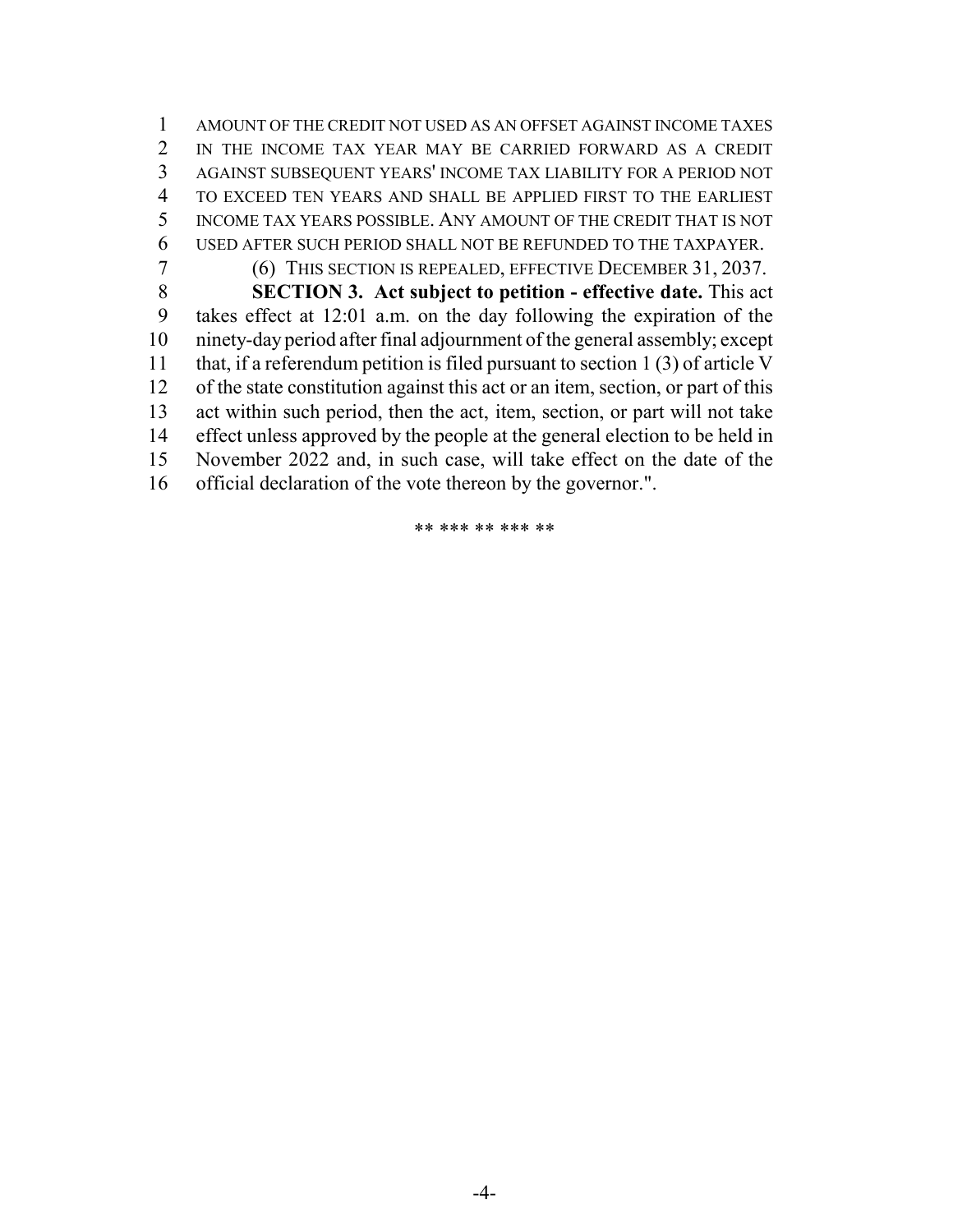AMOUNT OF THE CREDIT NOT USED AS AN OFFSET AGAINST INCOME TAXES IN THE INCOME TAX YEAR MAY BE CARRIED FORWARD AS A CREDIT AGAINST SUBSEQUENT YEARS' INCOME TAX LIABILITY FOR A PERIOD NOT TO EXCEED TEN YEARS AND SHALL BE APPLIED FIRST TO THE EARLIEST INCOME TAX YEARS POSSIBLE. ANY AMOUNT OF THE CREDIT THAT IS NOT USED AFTER SUCH PERIOD SHALL NOT BE REFUNDED TO THE TAXPAYER.

(6) THIS SECTION IS REPEALED, EFFECTIVE DECEMBER 31, 2037.

**SECTION 3. Act subject to petition - effective date.** This act takes effect at 12:01 a.m. on the day following the expiration of the ninety-day period after final adjournment of the general assembly; except that, if a referendum petition is filed pursuant to section 1 (3) of article V of the state constitution against this act or an item, section, or part of this act within such period, then the act, item, section, or part will not take effect unless approved by the people at the general election to be held in November 2022 and, in such case, will take effect on the date of the official declaration of the vote thereon by the governor.".

** *** ** *** **